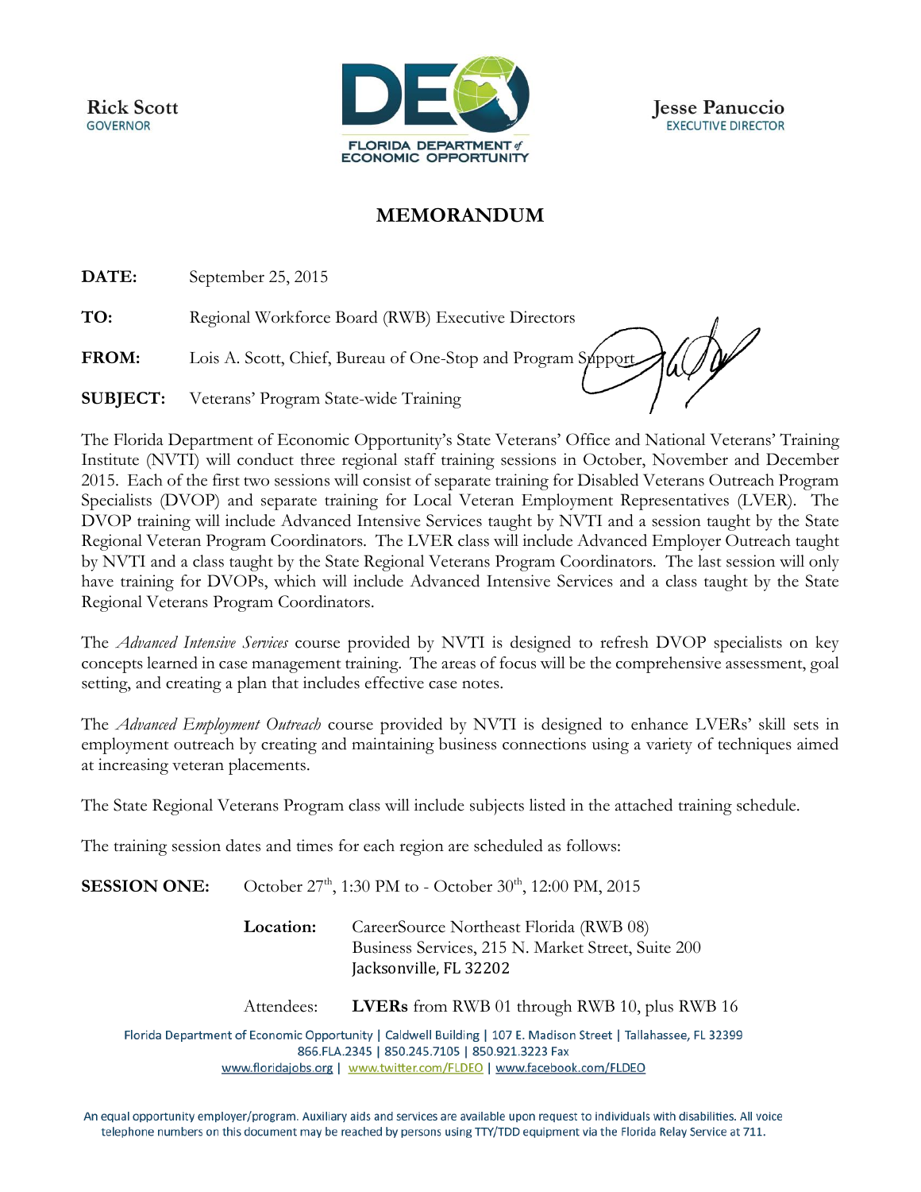**Rick Scott**
GOVERNOR

FLORIDA DEPARTMENT of ECONOMIC OPPORTUNITY

**Jesse Panuccio**
EXECUTIVE DIRECTOR

# MEMORANDUM

**DATE:** September 25, 2015

**TO:** Regional Workforce Board (RWB) Executive Directors

**FROM:** Lois A. Scott, Chief, Bureau of One-Stop and Program Support

**SUBJECT:** Veterans' Program State-wide Training

The Florida Department of Economic Opportunity's State Veterans' Office and National Veterans' Training Institute (NVTI) will conduct three regional staff training sessions in October, November and December 2015. Each of the first two sessions will consist of separate training for Disabled Veterans Outreach Program Specialists (DVOP) and separate training for Local Veteran Employment Representatives (LVER). The DVOP training will include Advanced Intensive Services taught by NVTI and a session taught by the State Regional Veteran Program Coordinators. The LVER class will include Advanced Employer Outreach taught by NVTI and a class taught by the State Regional Veterans Program Coordinators. The last session will only have training for DVOPs, which will include Advanced Intensive Services and a class taught by the State Regional Veterans Program Coordinators.

The *Advanced Intensive Services* course provided by NVTI is designed to refresh DVOP specialists on key concepts learned in case management training. The areas of focus will be the comprehensive assessment, goal setting, and creating a plan that includes effective case notes.

The *Advanced Employment Outreach* course provided by NVTI is designed to enhance LVERs' skill sets in employment outreach by creating and maintaining business connections using a variety of techniques aimed at increasing veteran placements.

The State Regional Veterans Program class will include subjects listed in the attached training schedule.

The training session dates and times for each region are scheduled as follows:

**SESSION ONE:** October 27th, 1:30 PM to - October 30th, 12:00 PM, 2015

**Location:** CareerSource Northeast Florida (RWB 08)
Business Services, 215 N. Market Street, Suite 200
Jacksonville, FL 32202

Attendees: **LVERs** from RWB 01 through RWB 10, plus RWB 16

Florida Department of Economic Opportunity | Caldwell Building | 107 E. Madison Street | Tallahassee, FL 32399
866.FLA.2345 | 850.245.7105 | 850.921.3223 Fax
www.floridajobs.org | www.twitter.com/FLDEO | www.facebook.com/FLDEO

An equal opportunity employer/program. Auxiliary aids and services are available upon request to individuals with disabilities. All voice telephone numbers on this document may be reached by persons using TTY/TDD equipment via the Florida Relay Service at 711.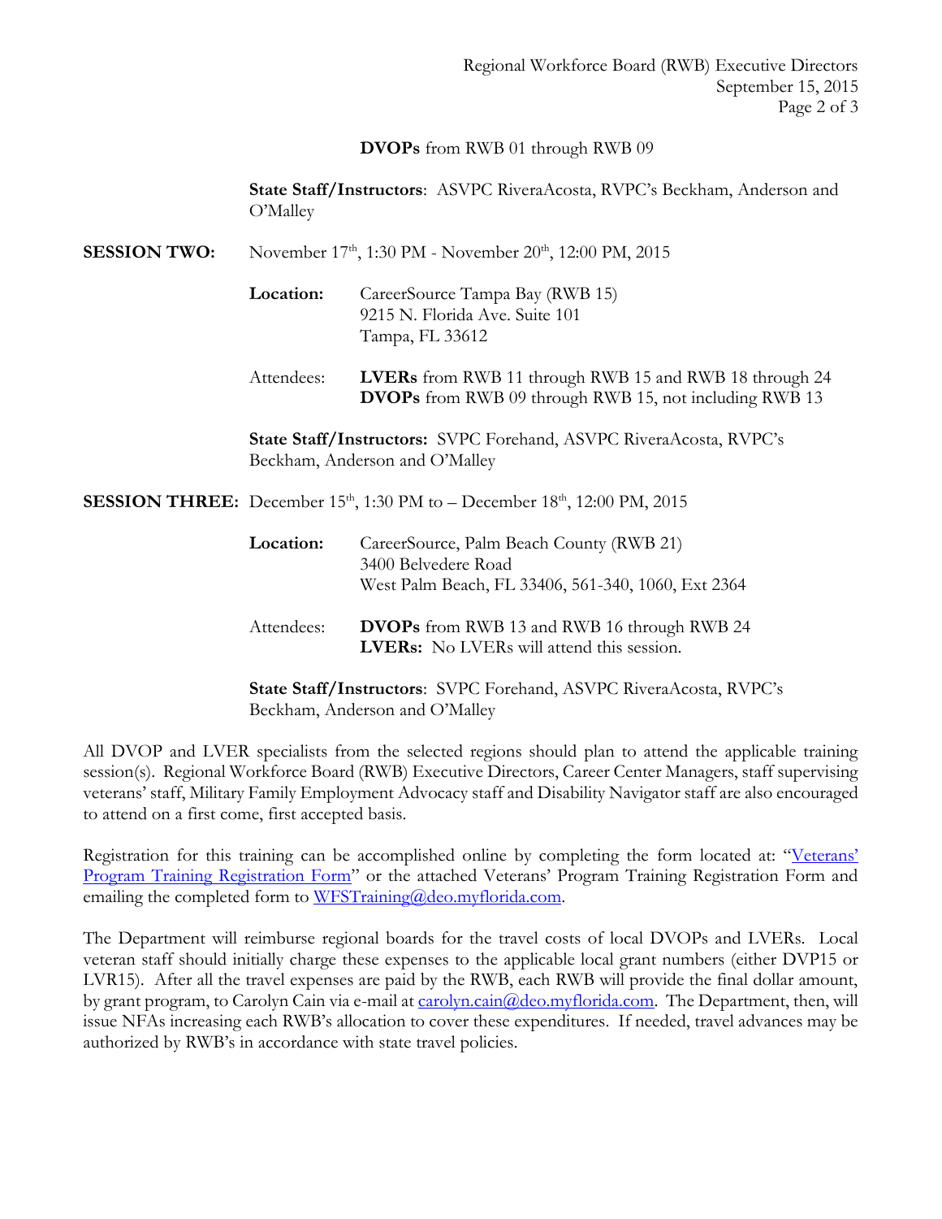**DVOPs** from RWB 01 through RWB 09

**State Staff/Instructors**: ASVPC RiveraAcosta, RVPC's Beckham, Anderson and O'Malley

**SESSION TWO:** November 17th, 1:30 PM - November 20th, 12:00 PM, 2015

**Location:** CareerSource Tampa Bay (RWB 15)
9215 N. Florida Ave. Suite 101
Tampa, FL 33612

Attendees: **LVERs** from RWB 11 through RWB 15 and RWB 18 through 24
**DVOPs** from RWB 09 through RWB 15, not including RWB 13

**State Staff/Instructors:** SVPC Forehand, ASVPC RiveraAcosta, RVPC's Beckham, Anderson and O'Malley

**SESSION THREE:** December 15th, 1:30 PM to – December 18th, 12:00 PM, 2015

**Location:** CareerSource, Palm Beach County (RWB 21)
3400 Belvedere Road
West Palm Beach, FL 33406, 561-340, 1060, Ext 2364

Attendees: **DVOPs** from RWB 13 and RWB 16 through RWB 24
**LVERs:** No LVERs will attend this session.

**State Staff/Instructors**: SVPC Forehand, ASVPC RiveraAcosta, RVPC's Beckham, Anderson and O'Malley

All DVOP and LVER specialists from the selected regions should plan to attend the applicable training session(s). Regional Workforce Board (RWB) Executive Directors, Career Center Managers, staff supervising veterans' staff, Military Family Employment Advocacy staff and Disability Navigator staff are also encouraged to attend on a first come, first accepted basis.

Registration for this training can be accomplished online by completing the form located at: "Veterans' Program Training Registration Form" or the attached Veterans' Program Training Registration Form and emailing the completed form to WFSTraining@deo.myflorida.com.

The Department will reimburse regional boards for the travel costs of local DVOPs and LVERs. Local veteran staff should initially charge these expenses to the applicable local grant numbers (either DVP15 or LVR15). After all the travel expenses are paid by the RWB, each RWB will provide the final dollar amount, by grant program, to Carolyn Cain via e-mail at carolyn.cain@deo.myflorida.com. The Department, then, will issue NFAs increasing each RWB's allocation to cover these expenditures. If needed, travel advances may be authorized by RWB's in accordance with state travel policies.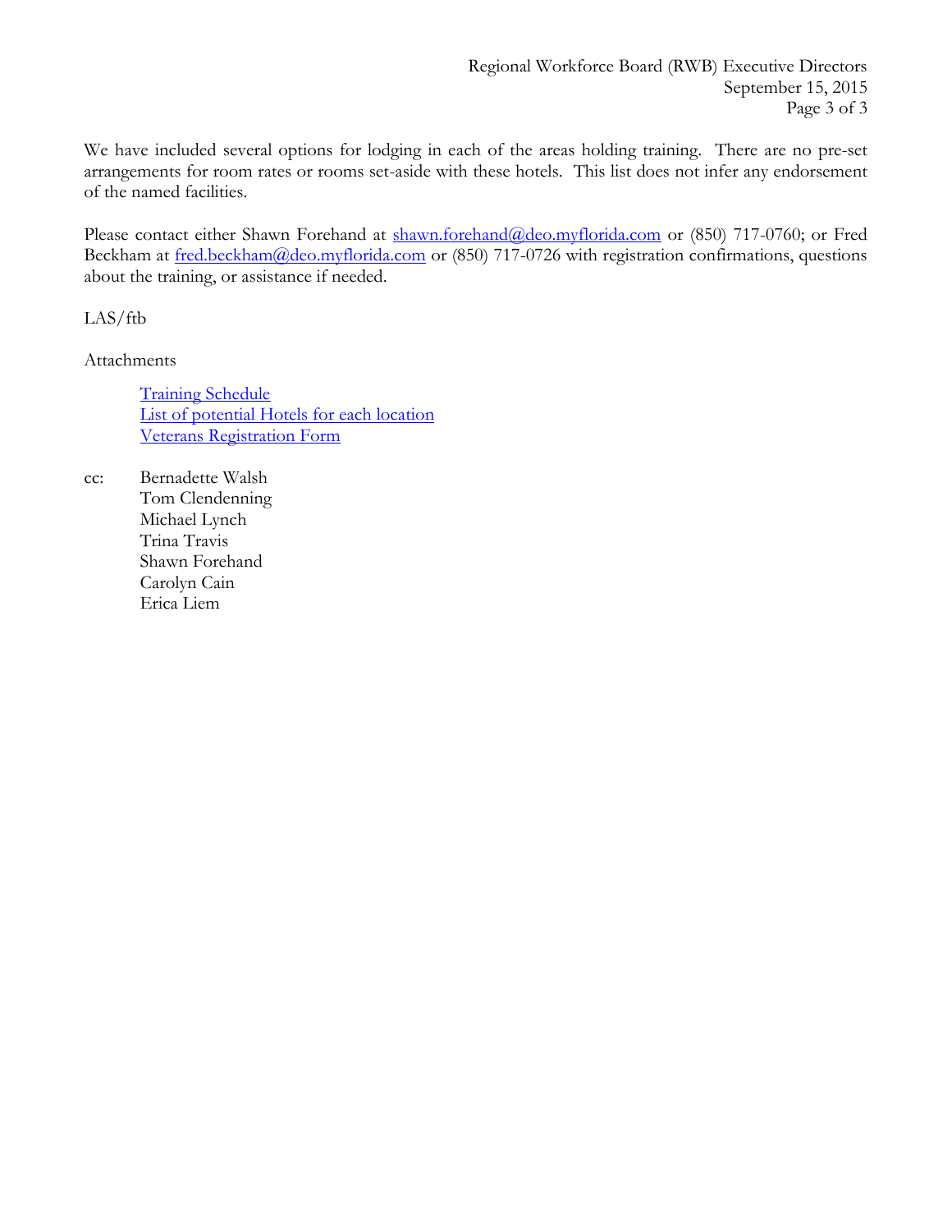We have included several options for lodging in each of the areas holding training. There are no pre-set arrangements for room rates or rooms set-aside with these hotels. This list does not infer any endorsement of the named facilities.

Please contact either Shawn Forehand at shawn.forehand@deo.myflorida.com or (850) 717-0760; or Fred Beckham at fred.beckham@deo.myflorida.com or (850) 717-0726 with registration confirmations, questions about the training, or assistance if needed.

LAS/ftb

Attachments

- Training Schedule
- List of potential Hotels for each location
- Veterans Registration Form

cc: Bernadette Walsh
Tom Clendenning
Michael Lynch
Trina Travis
Shawn Forehand
Carolyn Cain
Erica Liem